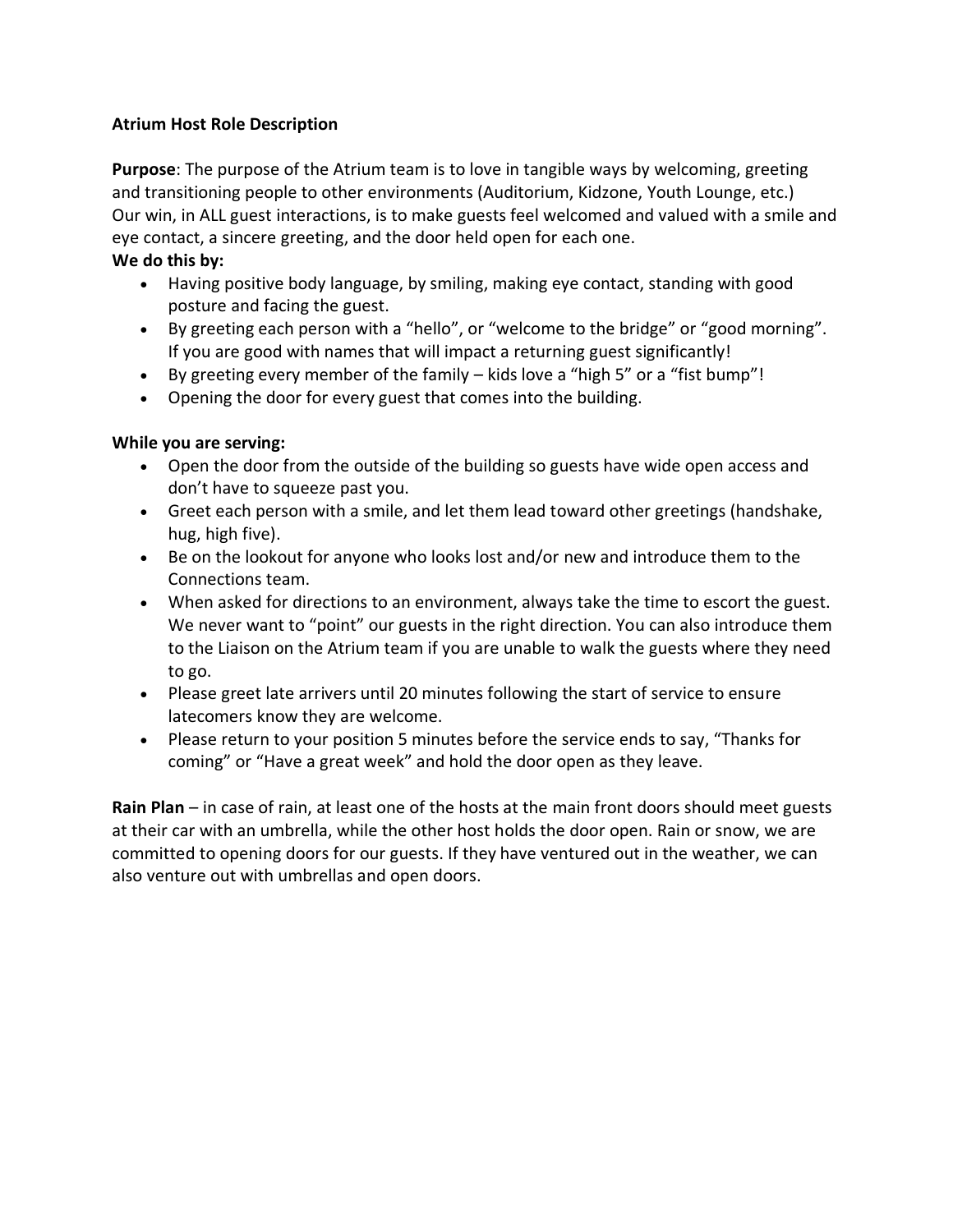**Atrium Host Role Description**

**Purpose**: The purpose of the Atrium team is to love in tangible ways by welcoming, greeting and transitioning people to other environments (Auditorium, Kidzone, Youth Lounge, etc.) Our win, in ALL guest interactions, is to make guests feel welcomed and valued with a smile and eye contact, a sincere greeting, and the door held open for each one.

**We do this by:**

- Having positive body language, by smiling, making eye contact, standing with good posture and facing the guest.
- By greeting each person with a "hello", or "welcome to the bridge" or "good morning". If you are good with names that will impact a returning guest significantly!
- By greeting every member of the family – kids love a "high 5" or a "fist bump"!
- Opening the door for every guest that comes into the building.

**While you are serving:**

- Open the door from the outside of the building so guests have wide open access and don't have to squeeze past you.
- Greet each person with a smile, and let them lead toward other greetings (handshake, hug, high five).
- Be on the lookout for anyone who looks lost and/or new and introduce them to the Connections team.
- When asked for directions to an environment, always take the time to escort the guest. We never want to "point" our guests in the right direction. You can also introduce them to the Liaison on the Atrium team if you are unable to walk the guests where they need to go.
- Please greet late arrivers until 20 minutes following the start of service to ensure latecomers know they are welcome.
- Please return to your position 5 minutes before the service ends to say, "Thanks for coming" or "Have a great week" and hold the door open as they leave.

**Rain Plan** – in case of rain, at least one of the hosts at the main front doors should meet guests at their car with an umbrella, while the other host holds the door open. Rain or snow, we are committed to opening doors for our guests. If they have ventured out in the weather, we can also venture out with umbrellas and open doors.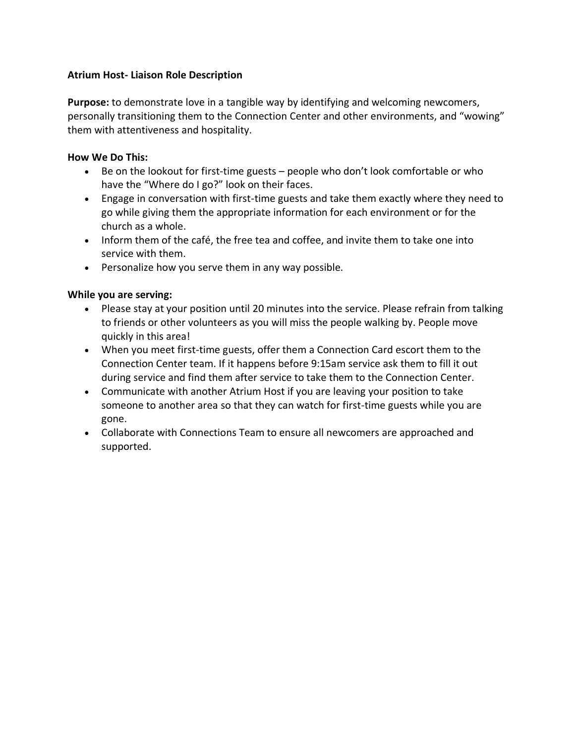**Atrium Host- Liaison Role Description**

**Purpose:** to demonstrate love in a tangible way by identifying and welcoming newcomers, personally transitioning them to the Connection Center and other environments, and "wowing" them with attentiveness and hospitality.

**How We Do This:**

- Be on the lookout for first-time guests – people who don't look comfortable or who have the "Where do I go?" look on their faces.
- Engage in conversation with first-time guests and take them exactly where they need to go while giving them the appropriate information for each environment or for the church as a whole.
- Inform them of the café, the free tea and coffee, and invite them to take one into service with them.
- Personalize how you serve them in any way possible.

**While you are serving:**

- Please stay at your position until 20 minutes into the service. Please refrain from talking to friends or other volunteers as you will miss the people walking by. People move quickly in this area!
- When you meet first-time guests, offer them a Connection Card escort them to the Connection Center team. If it happens before 9:15am service ask them to fill it out during service and find them after service to take them to the Connection Center.
- Communicate with another Atrium Host if you are leaving your position to take someone to another area so that they can watch for first-time guests while you are gone.
- Collaborate with Connections Team to ensure all newcomers are approached and supported.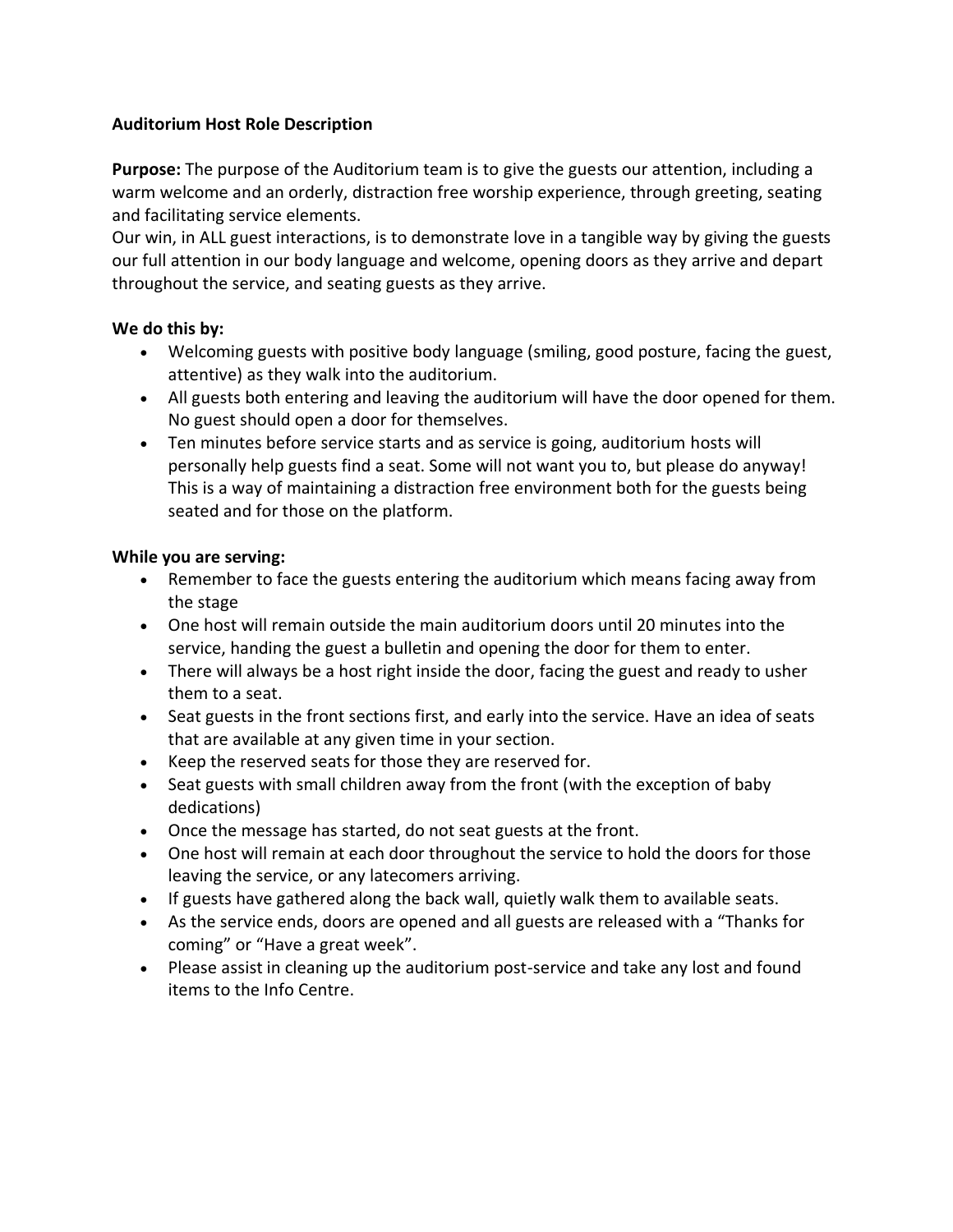**Auditorium Host Role Description**

**Purpose:** The purpose of the Auditorium team is to give the guests our attention, including a warm welcome and an orderly, distraction free worship experience, through greeting, seating and facilitating service elements.
Our win, in ALL guest interactions, is to demonstrate love in a tangible way by giving the guests our full attention in our body language and welcome, opening doors as they arrive and depart throughout the service, and seating guests as they arrive.

**We do this by:**

- Welcoming guests with positive body language (smiling, good posture, facing the guest, attentive) as they walk into the auditorium.
- All guests both entering and leaving the auditorium will have the door opened for them. No guest should open a door for themselves.
- Ten minutes before service starts and as service is going, auditorium hosts will personally help guests find a seat. Some will not want you to, but please do anyway! This is a way of maintaining a distraction free environment both for the guests being seated and for those on the platform.

**While you are serving:**

- Remember to face the guests entering the auditorium which means facing away from the stage
- One host will remain outside the main auditorium doors until 20 minutes into the service, handing the guest a bulletin and opening the door for them to enter.
- There will always be a host right inside the door, facing the guest and ready to usher them to a seat.
- Seat guests in the front sections first, and early into the service. Have an idea of seats that are available at any given time in your section.
- Keep the reserved seats for those they are reserved for.
- Seat guests with small children away from the front (with the exception of baby dedications)
- Once the message has started, do not seat guests at the front.
- One host will remain at each door throughout the service to hold the doors for those leaving the service, or any latecomers arriving.
- If guests have gathered along the back wall, quietly walk them to available seats.
- As the service ends, doors are opened and all guests are released with a "Thanks for coming" or "Have a great week".
- Please assist in cleaning up the auditorium post-service and take any lost and found items to the Info Centre.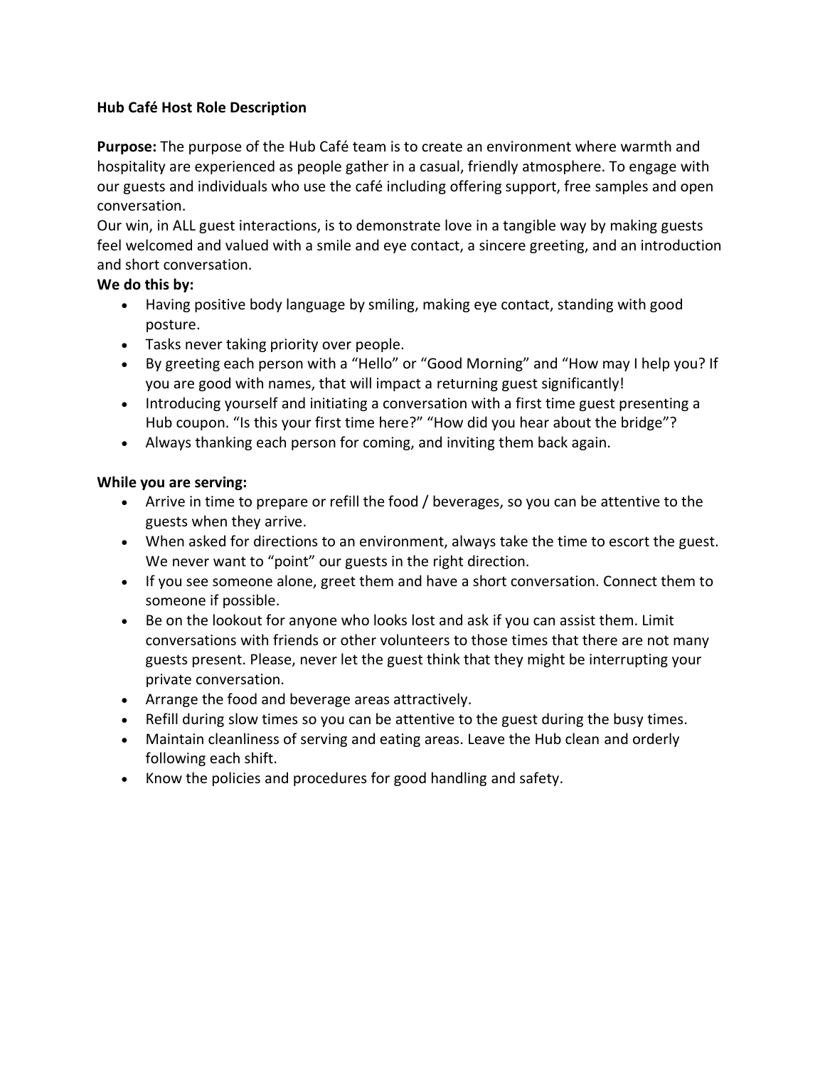**Hub Café Host Role Description**

**Purpose:** The purpose of the Hub Café team is to create an environment where warmth and hospitality are experienced as people gather in a casual, friendly atmosphere. To engage with our guests and individuals who use the café including offering support, free samples and open conversation.

Our win, in ALL guest interactions, is to demonstrate love in a tangible way by making guests feel welcomed and valued with a smile and eye contact, a sincere greeting, and an introduction and short conversation.

**We do this by:**

- Having positive body language by smiling, making eye contact, standing with good posture.
- Tasks never taking priority over people.
- By greeting each person with a "Hello" or "Good Morning" and "How may I help you? If you are good with names, that will impact a returning guest significantly!
- Introducing yourself and initiating a conversation with a first time guest presenting a Hub coupon. "Is this your first time here?" "How did you hear about the bridge"?
- Always thanking each person for coming, and inviting them back again.

**While you are serving:**

- Arrive in time to prepare or refill the food / beverages, so you can be attentive to the guests when they arrive.
- When asked for directions to an environment, always take the time to escort the guest. We never want to "point" our guests in the right direction.
- If you see someone alone, greet them and have a short conversation. Connect them to someone if possible.
- Be on the lookout for anyone who looks lost and ask if you can assist them. Limit conversations with friends or other volunteers to those times that there are not many guests present. Please, never let the guest think that they might be interrupting your private conversation.
- Arrange the food and beverage areas attractively.
- Refill during slow times so you can be attentive to the guest during the busy times.
- Maintain cleanliness of serving and eating areas. Leave the Hub clean and orderly following each shift.
- Know the policies and procedures for good handling and safety.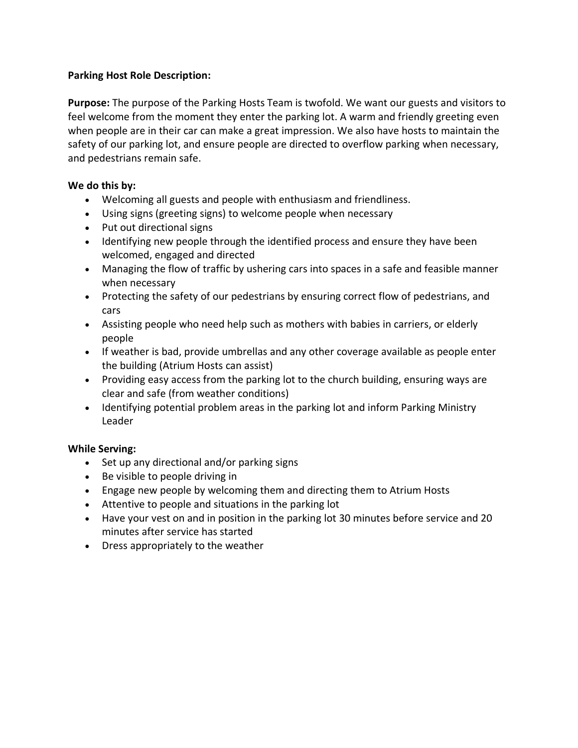**Parking Host Role Description:**

**Purpose:** The purpose of the Parking Hosts Team is twofold. We want our guests and visitors to feel welcome from the moment they enter the parking lot. A warm and friendly greeting even when people are in their car can make a great impression. We also have hosts to maintain the safety of our parking lot, and ensure people are directed to overflow parking when necessary, and pedestrians remain safe.

**We do this by:**

- Welcoming all guests and people with enthusiasm and friendliness.
- Using signs (greeting signs) to welcome people when necessary
- Put out directional signs
- Identifying new people through the identified process and ensure they have been welcomed, engaged and directed
- Managing the flow of traffic by ushering cars into spaces in a safe and feasible manner when necessary
- Protecting the safety of our pedestrians by ensuring correct flow of pedestrians, and cars
- Assisting people who need help such as mothers with babies in carriers, or elderly people
- If weather is bad, provide umbrellas and any other coverage available as people enter the building (Atrium Hosts can assist)
- Providing easy access from the parking lot to the church building, ensuring ways are clear and safe (from weather conditions)
- Identifying potential problem areas in the parking lot and inform Parking Ministry Leader

**While Serving:**

- Set up any directional and/or parking signs
- Be visible to people driving in
- Engage new people by welcoming them and directing them to Atrium Hosts
- Attentive to people and situations in the parking lot
- Have your vest on and in position in the parking lot 30 minutes before service and 20 minutes after service has started
- Dress appropriately to the weather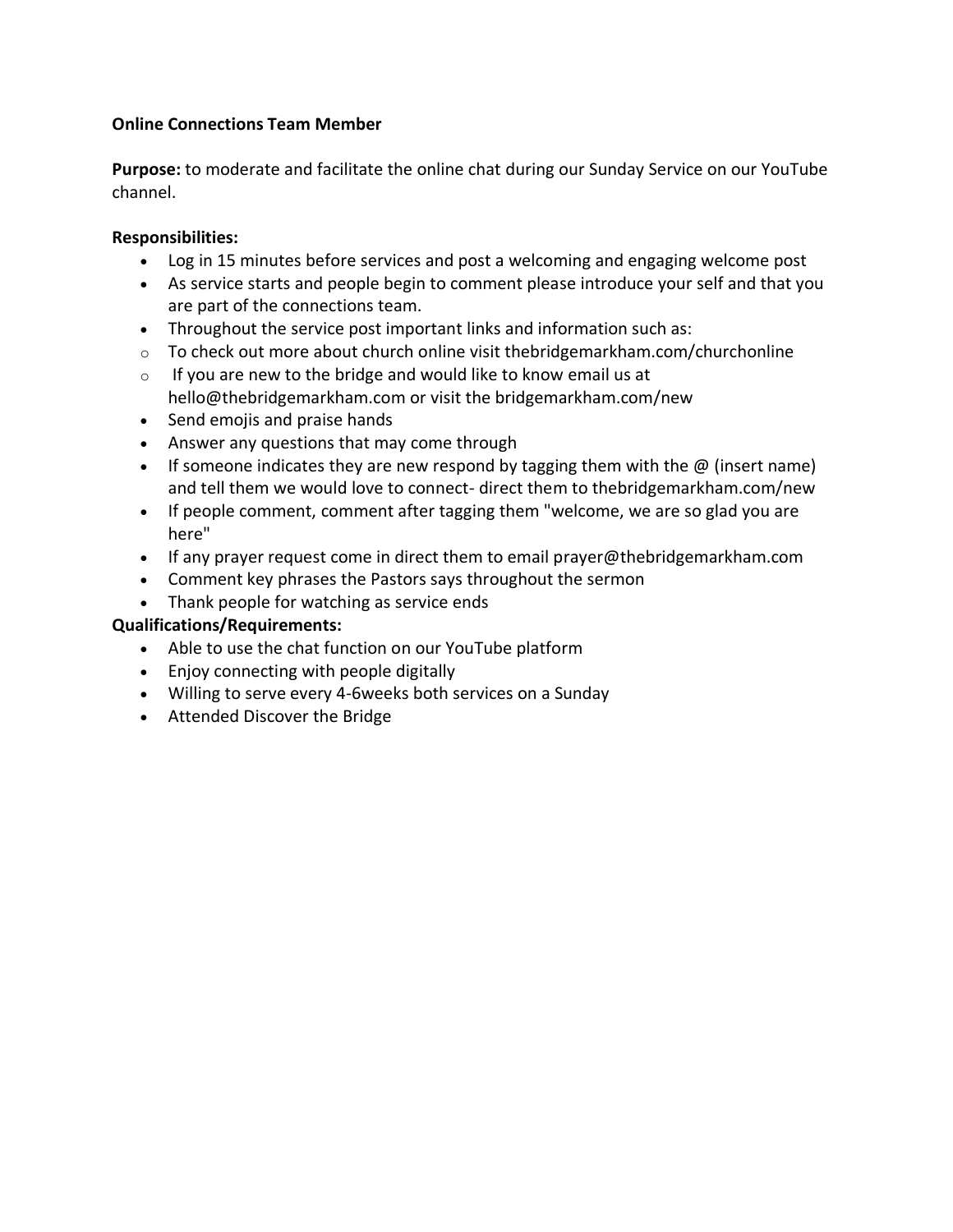**Online Connections Team Member**

**Purpose:** to moderate and facilitate the online chat during our Sunday Service on our YouTube channel.

**Responsibilities:**

- Log in 15 minutes before services and post a welcoming and engaging welcome post
- As service starts and people begin to comment please introduce your self and that you are part of the connections team.
- Throughout the service post important links and information such as:
    - To check out more about church online visit thebridgemarkham.com/churchonline
    - If you are new to the bridge and would like to know email us at hello@thebridgemarkham.com or visit the bridgemarkham.com/new
- Send emojis and praise hands
- Answer any questions that may come through
- If someone indicates they are new respond by tagging them with the @ (insert name) and tell them we would love to connect- direct them to thebridgemarkham.com/new
- If people comment, comment after tagging them "welcome, we are so glad you are here"
- If any prayer request come in direct them to email prayer@thebridgemarkham.com
- Comment key phrases the Pastors says throughout the sermon
- Thank people for watching as service ends

**Qualifications/Requirements:**

- Able to use the chat function on our YouTube platform
- Enjoy connecting with people digitally
- Willing to serve every 4-6weeks both services on a Sunday
- Attended Discover the Bridge